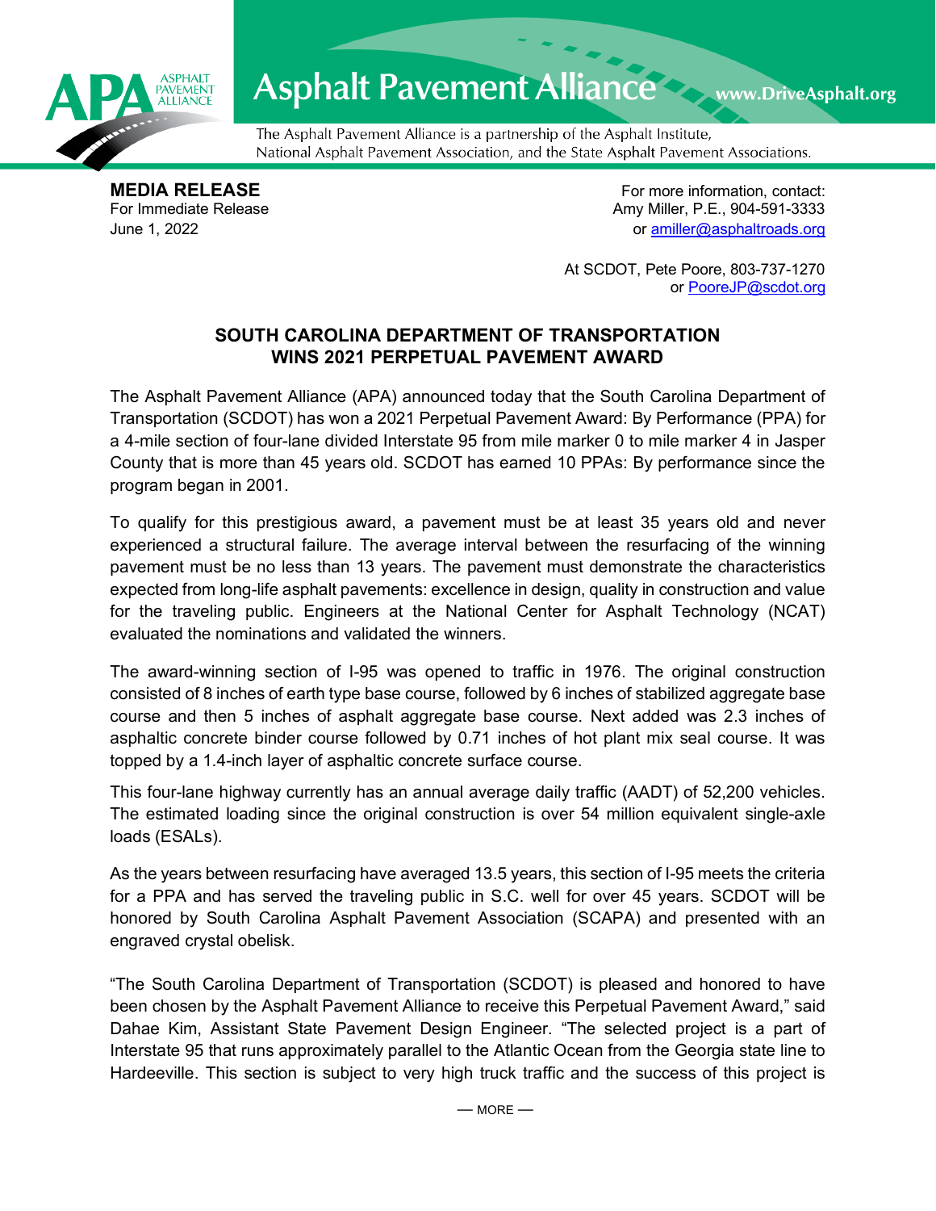# Asphalt Pavement Alliance

www.DriveAsphalt.org

The Asphalt Pavement Alliance is a partnership of the Asphalt Institute, National Asphalt Pavement Association, and the State Asphalt Pavement Associations.

**MEDIA RELEASE**
For Immediate Release
June 1, 2022

For more information, contact:
Amy Miller, P.E., 904-591-3333
or amiller@asphaltroads.org

At SCDOT, Pete Poore, 803-737-1270
or PooreJP@scdot.org

## SOUTH CAROLINA DEPARTMENT OF TRANSPORTATION WINS 2021 PERPETUAL PAVEMENT AWARD

The Asphalt Pavement Alliance (APA) announced today that the South Carolina Department of Transportation (SCDOT) has won a 2021 Perpetual Pavement Award: By Performance (PPA) for a 4-mile section of four-lane divided Interstate 95 from mile marker 0 to mile marker 4 in Jasper County that is more than 45 years old. SCDOT has earned 10 PPAs: By performance since the program began in 2001.

To qualify for this prestigious award, a pavement must be at least 35 years old and never experienced a structural failure. The average interval between the resurfacing of the winning pavement must be no less than 13 years. The pavement must demonstrate the characteristics expected from long-life asphalt pavements: excellence in design, quality in construction and value for the traveling public. Engineers at the National Center for Asphalt Technology (NCAT) evaluated the nominations and validated the winners.

The award-winning section of I-95 was opened to traffic in 1976. The original construction consisted of 8 inches of earth type base course, followed by 6 inches of stabilized aggregate base course and then 5 inches of asphalt aggregate base course. Next added was 2.3 inches of asphaltic concrete binder course followed by 0.71 inches of hot plant mix seal course. It was topped by a 1.4-inch layer of asphaltic concrete surface course.

This four-lane highway currently has an annual average daily traffic (AADT) of 52,200 vehicles. The estimated loading since the original construction is over 54 million equivalent single-axle loads (ESALs).

As the years between resurfacing have averaged 13.5 years, this section of I-95 meets the criteria for a PPA and has served the traveling public in S.C. well for over 45 years. SCDOT will be honored by South Carolina Asphalt Pavement Association (SCAPA) and presented with an engraved crystal obelisk.

"The South Carolina Department of Transportation (SCDOT) is pleased and honored to have been chosen by the Asphalt Pavement Alliance to receive this Perpetual Pavement Award," said Dahae Kim, Assistant State Pavement Design Engineer. "The selected project is a part of Interstate 95 that runs approximately parallel to the Atlantic Ocean from the Georgia state line to Hardeeville. This section is subject to very high truck traffic and the success of this project is

— MORE —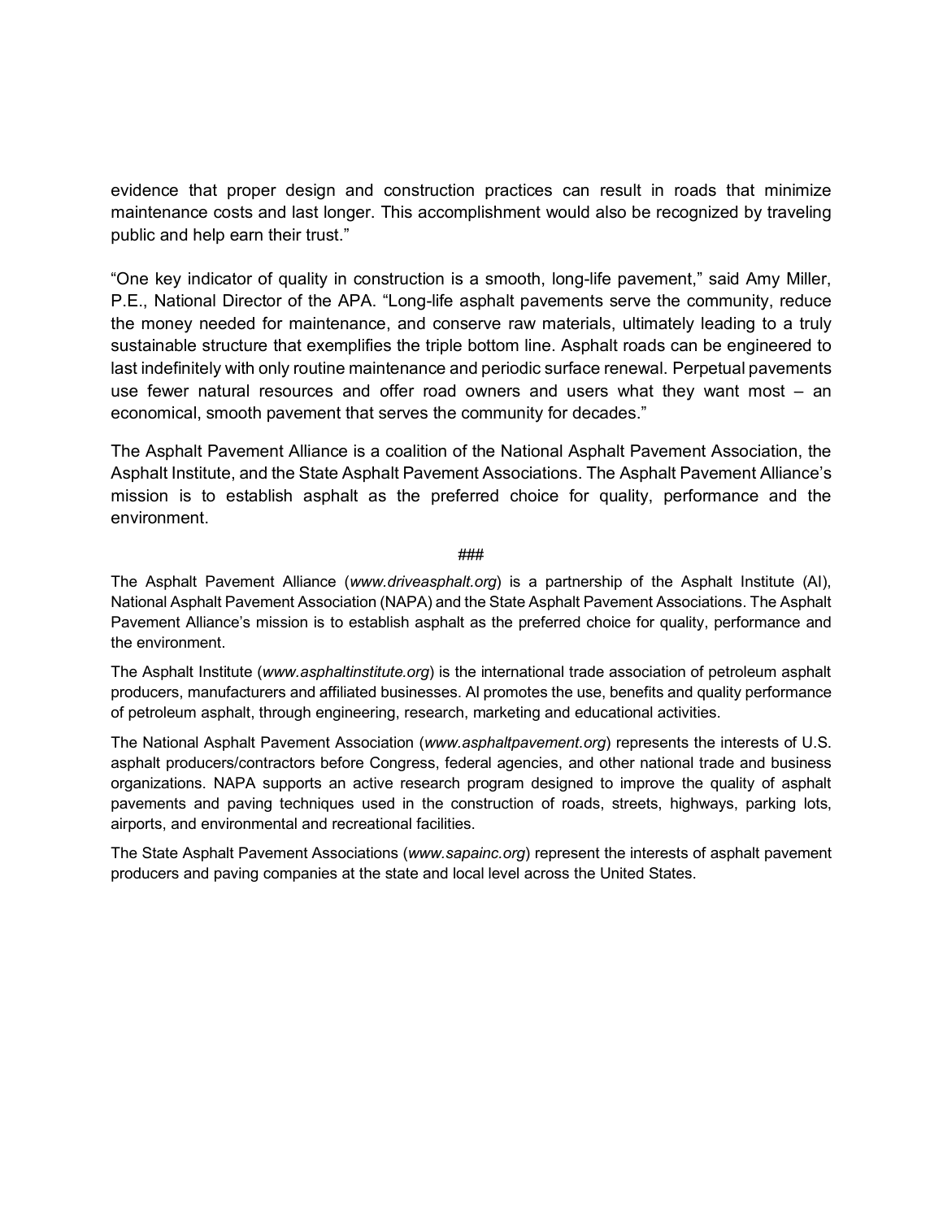evidence that proper design and construction practices can result in roads that minimize maintenance costs and last longer. This accomplishment would also be recognized by traveling public and help earn their trust."

"One key indicator of quality in construction is a smooth, long-life pavement," said Amy Miller, P.E., National Director of the APA. "Long-life asphalt pavements serve the community, reduce the money needed for maintenance, and conserve raw materials, ultimately leading to a truly sustainable structure that exemplifies the triple bottom line. Asphalt roads can be engineered to last indefinitely with only routine maintenance and periodic surface renewal. Perpetual pavements use fewer natural resources and offer road owners and users what they want most – an economical, smooth pavement that serves the community for decades."

The Asphalt Pavement Alliance is a coalition of the National Asphalt Pavement Association, the Asphalt Institute, and the State Asphalt Pavement Associations. The Asphalt Pavement Alliance's mission is to establish asphalt as the preferred choice for quality, performance and the environment.

###

The Asphalt Pavement Alliance (*www.driveasphalt.org*) is a partnership of the Asphalt Institute (AI), National Asphalt Pavement Association (NAPA) and the State Asphalt Pavement Associations. The Asphalt Pavement Alliance's mission is to establish asphalt as the preferred choice for quality, performance and the environment.

The Asphalt Institute (*www.asphaltinstitute.org*) is the international trade association of petroleum asphalt producers, manufacturers and affiliated businesses. AI promotes the use, benefits and quality performance of petroleum asphalt, through engineering, research, marketing and educational activities.

The National Asphalt Pavement Association (*www.asphaltpavement.org*) represents the interests of U.S. asphalt producers/contractors before Congress, federal agencies, and other national trade and business organizations. NAPA supports an active research program designed to improve the quality of asphalt pavements and paving techniques used in the construction of roads, streets, highways, parking lots, airports, and environmental and recreational facilities.

The State Asphalt Pavement Associations (*www.sapainc.org*) represent the interests of asphalt pavement producers and paving companies at the state and local level across the United States.